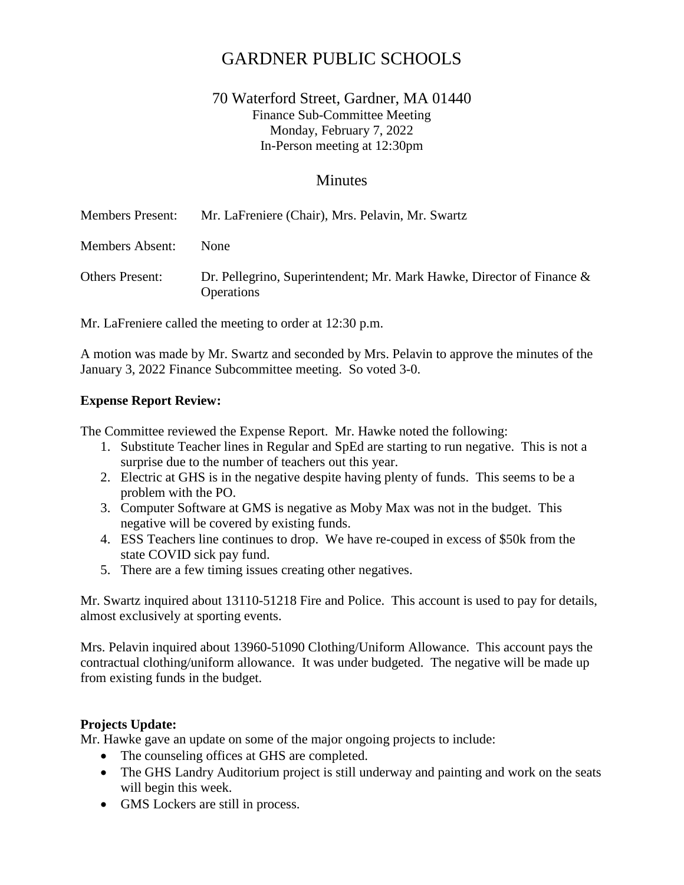# GARDNER PUBLIC SCHOOLS

70 Waterford Street, Gardner, MA 01440
Finance Sub-Committee Meeting
Monday, February 7, 2022
In-Person meeting at 12:30pm

## Minutes

Members Present: Mr. LaFreniere (Chair), Mrs. Pelavin, Mr. Swartz

Members Absent: None

Others Present: Dr. Pellegrino, Superintendent; Mr. Mark Hawke, Director of Finance & Operations

Mr. LaFreniere called the meeting to order at 12:30 p.m.

A motion was made by Mr. Swartz and seconded by Mrs. Pelavin to approve the minutes of the January 3, 2022 Finance Subcommittee meeting. So voted 3-0.

**Expense Report Review:**

The Committee reviewed the Expense Report. Mr. Hawke noted the following:

1. Substitute Teacher lines in Regular and SpEd are starting to run negative. This is not a surprise due to the number of teachers out this year.
2. Electric at GHS is in the negative despite having plenty of funds. This seems to be a problem with the PO.
3. Computer Software at GMS is negative as Moby Max was not in the budget. This negative will be covered by existing funds.
4. ESS Teachers line continues to drop. We have re-couped in excess of $50k from the state COVID sick pay fund.
5. There are a few timing issues creating other negatives.

Mr. Swartz inquired about 13110-51218 Fire and Police. This account is used to pay for details, almost exclusively at sporting events.

Mrs. Pelavin inquired about 13960-51090 Clothing/Uniform Allowance. This account pays the contractual clothing/uniform allowance. It was under budgeted. The negative will be made up from existing funds in the budget.

**Projects Update:**

Mr. Hawke gave an update on some of the major ongoing projects to include:

- The counseling offices at GHS are completed.
- The GHS Landry Auditorium project is still underway and painting and work on the seats will begin this week.
- GMS Lockers are still in process.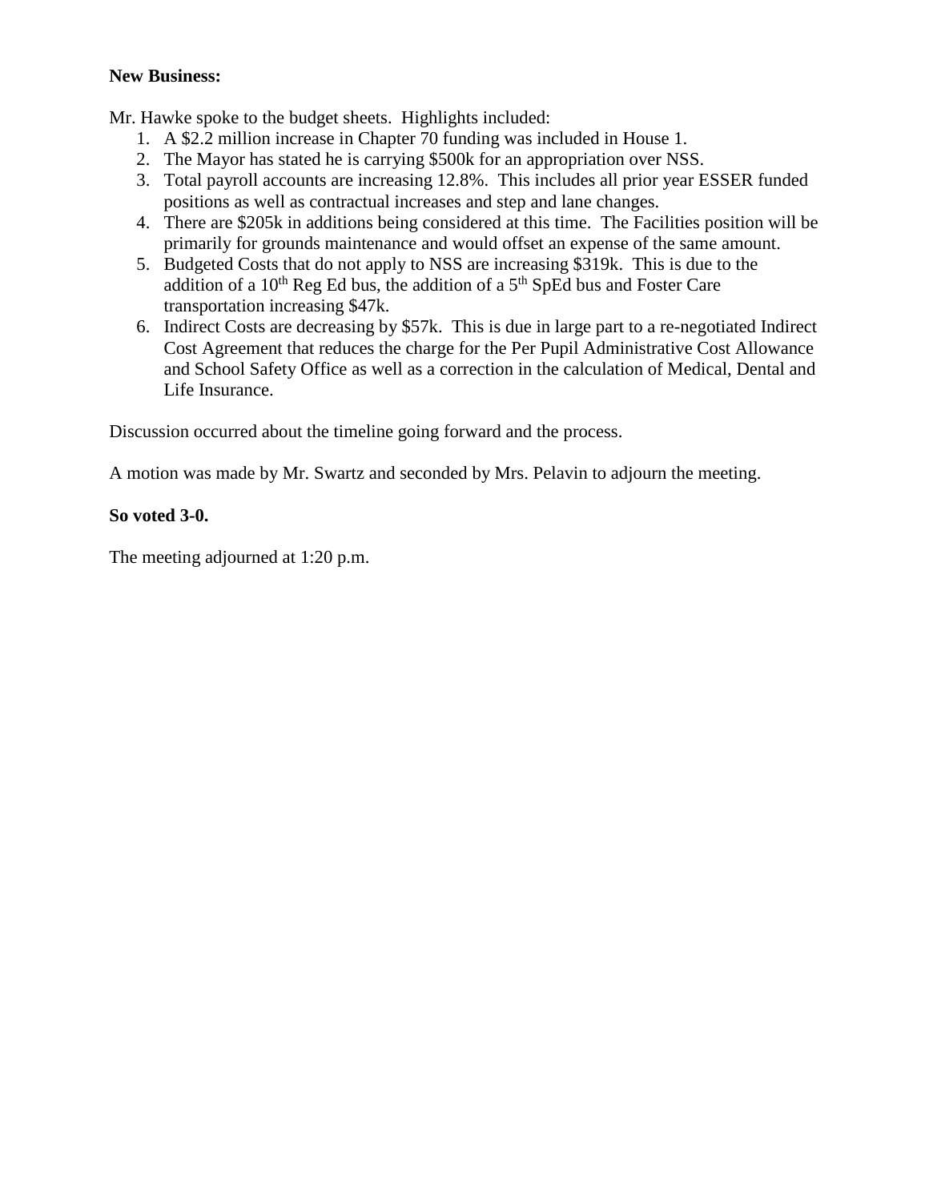**New Business:**

Mr. Hawke spoke to the budget sheets. Highlights included:

1. A $2.2 million increase in Chapter 70 funding was included in House 1.
2. The Mayor has stated he is carrying $500k for an appropriation over NSS.
3. Total payroll accounts are increasing 12.8%. This includes all prior year ESSER funded positions as well as contractual increases and step and lane changes.
4. There are $205k in additions being considered at this time. The Facilities position will be primarily for grounds maintenance and would offset an expense of the same amount.
5. Budgeted Costs that do not apply to NSS are increasing $319k. This is due to the addition of a 10th Reg Ed bus, the addition of a 5th SpEd bus and Foster Care transportation increasing $47k.
6. Indirect Costs are decreasing by $57k. This is due in large part to a re-negotiated Indirect Cost Agreement that reduces the charge for the Per Pupil Administrative Cost Allowance and School Safety Office as well as a correction in the calculation of Medical, Dental and Life Insurance.

Discussion occurred about the timeline going forward and the process.

A motion was made by Mr. Swartz and seconded by Mrs. Pelavin to adjourn the meeting.

**So voted 3-0.**

The meeting adjourned at 1:20 p.m.